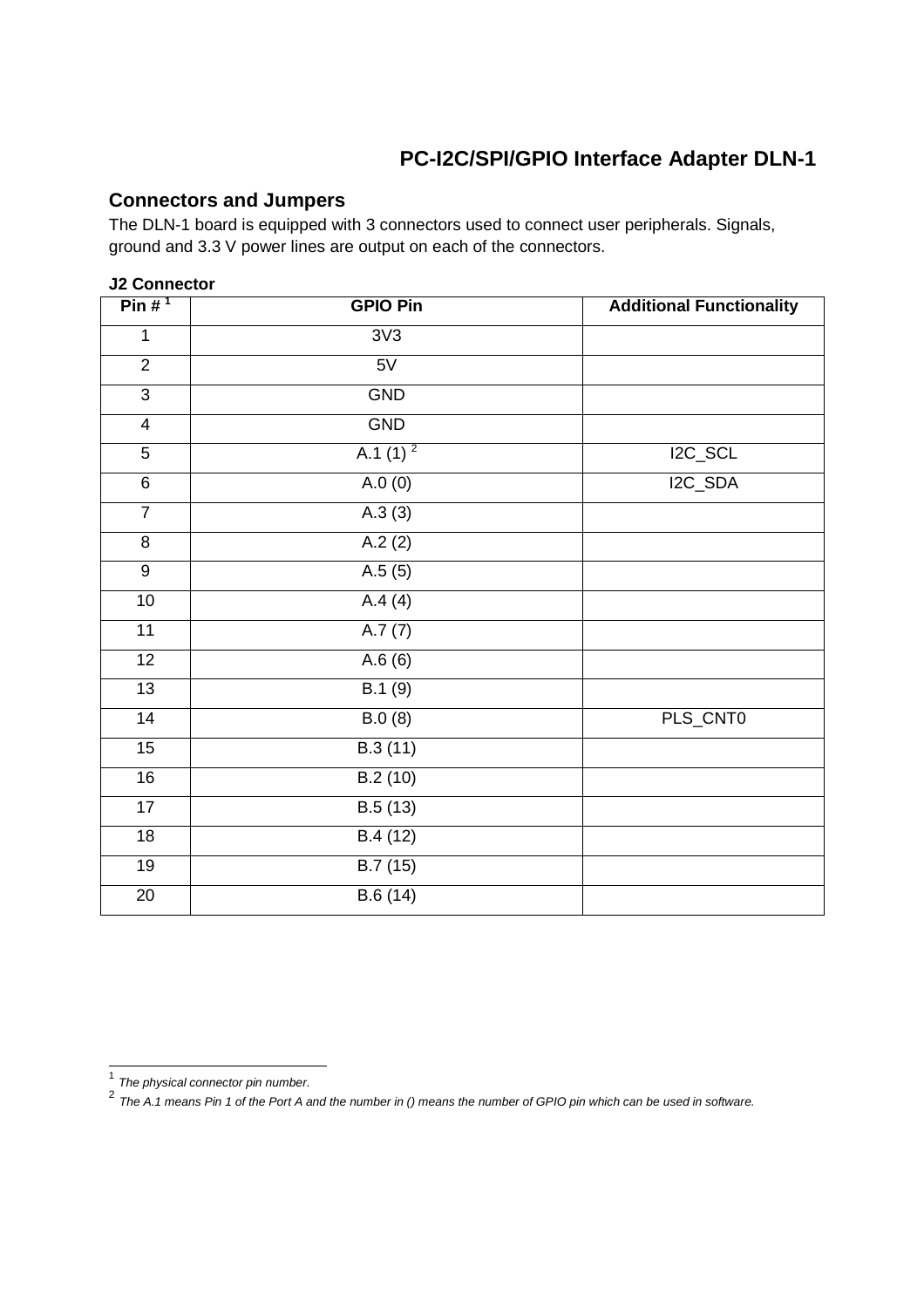# PC-I2C/SPI/GPIO Interface Adapter DLN-1

## Connectors and Jumpers

The DLN-1 board is equipped with 3 connectors used to connect user peripherals. Signals, ground and 3.3 V power lines are output on each of the connectors.

**J2 Connector**

| Pin # [1] | GPIO Pin | Additional Functionality |
|---|---|---|
| 1 | 3V3 | |
| 2 | 5V | |
| 3 | GND | |
| 4 | GND | |
| 5 | A.1 (1) [2] | I2C_SCL |
| 6 | A.0 (0) | I2C_SDA |
| 7 | A.3 (3) | |
| 8 | A.2 (2) | |
| 9 | A.5 (5) | |
| 10 | A.4 (4) | |
| 11 | A.7 (7) | |
| 12 | A.6 (6) | |
| 13 | B.1 (9) | |
| 14 | B.0 (8) | PLS_CNT0 |
| 15 | B.3 (11) | |
| 16 | B.2 (10) | |
| 17 | B.5 (13) | |
| 18 | B.4 (12) | |
| 19 | B.7 (15) | |
| 20 | B.6 (14) | |

[1] *The physical connector pin number.*

[2] *The A.1 means Pin 1 of the Port A and the number in () means the number of GPIO pin which can be used in software.*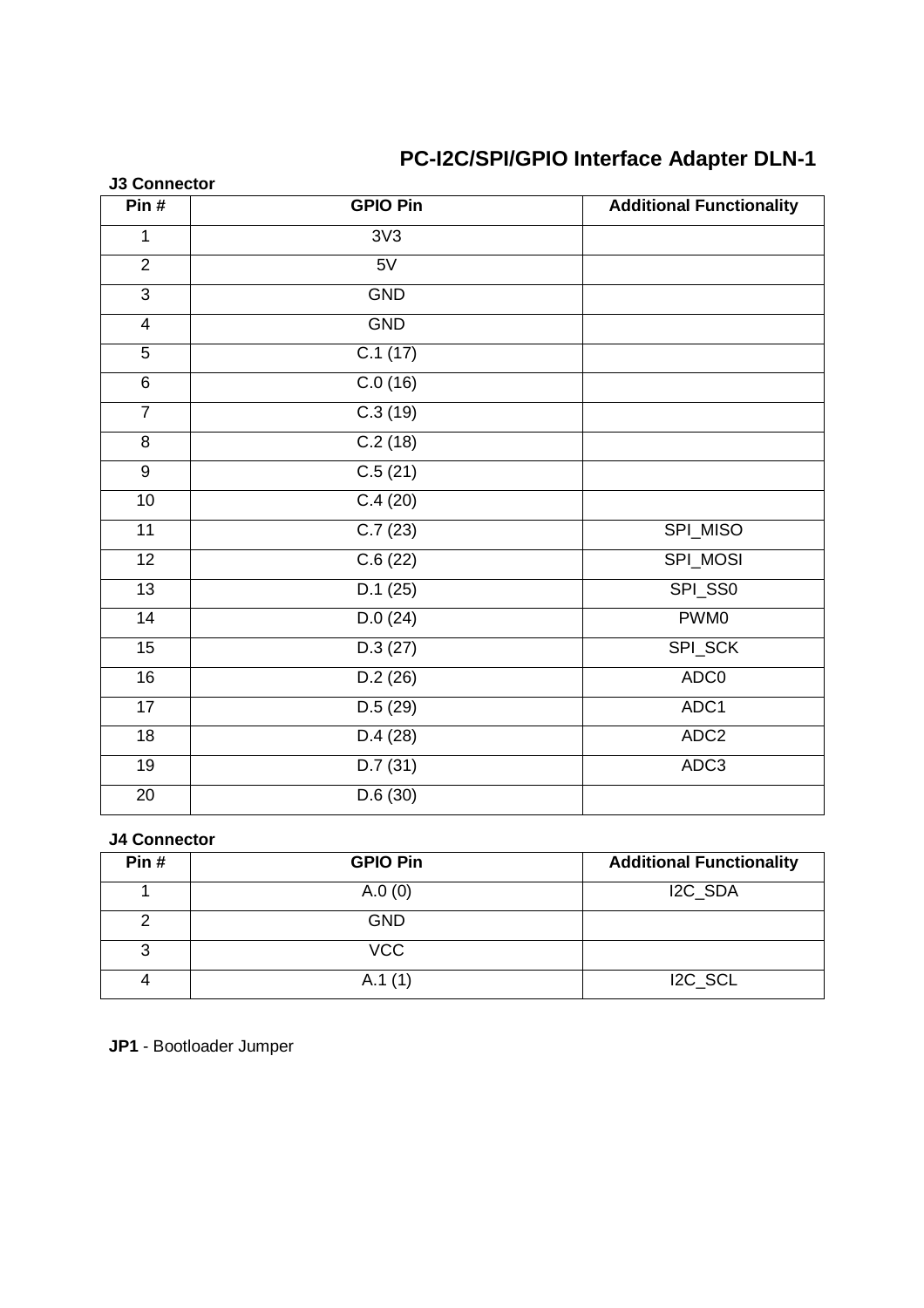# PC-I2C/SPI/GPIO Interface Adapter DLN-1

**J3 Connector**

| Pin # | GPIO Pin | Additional Functionality |
|---|---|---|
| 1 | 3V3 | |
| 2 | 5V | |
| 3 | GND | |
| 4 | GND | |
| 5 | C.1 (17) | |
| 6 | C.0 (16) | |
| 7 | C.3 (19) | |
| 8 | C.2 (18) | |
| 9 | C.5 (21) | |
| 10 | C.4 (20) | |
| 11 | C.7 (23) | SPI_MISO |
| 12 | C.6 (22) | SPI_MOSI |
| 13 | D.1 (25) | SPI_SS0 |
| 14 | D.0 (24) | PWM0 |
| 15 | D.3 (27) | SPI_SCK |
| 16 | D.2 (26) | ADC0 |
| 17 | D.5 (29) | ADC1 |
| 18 | D.4 (28) | ADC2 |
| 19 | D.7 (31) | ADC3 |
| 20 | D.6 (30) | |

**J4 Connector**

| Pin # | GPIO Pin | Additional Functionality |
|---|---|---|
| 1 | A.0 (0) | I2C_SDA |
| 2 | GND | |
| 3 | VCC | |
| 4 | A.1 (1) | I2C_SCL |

**JP1** - Bootloader Jumper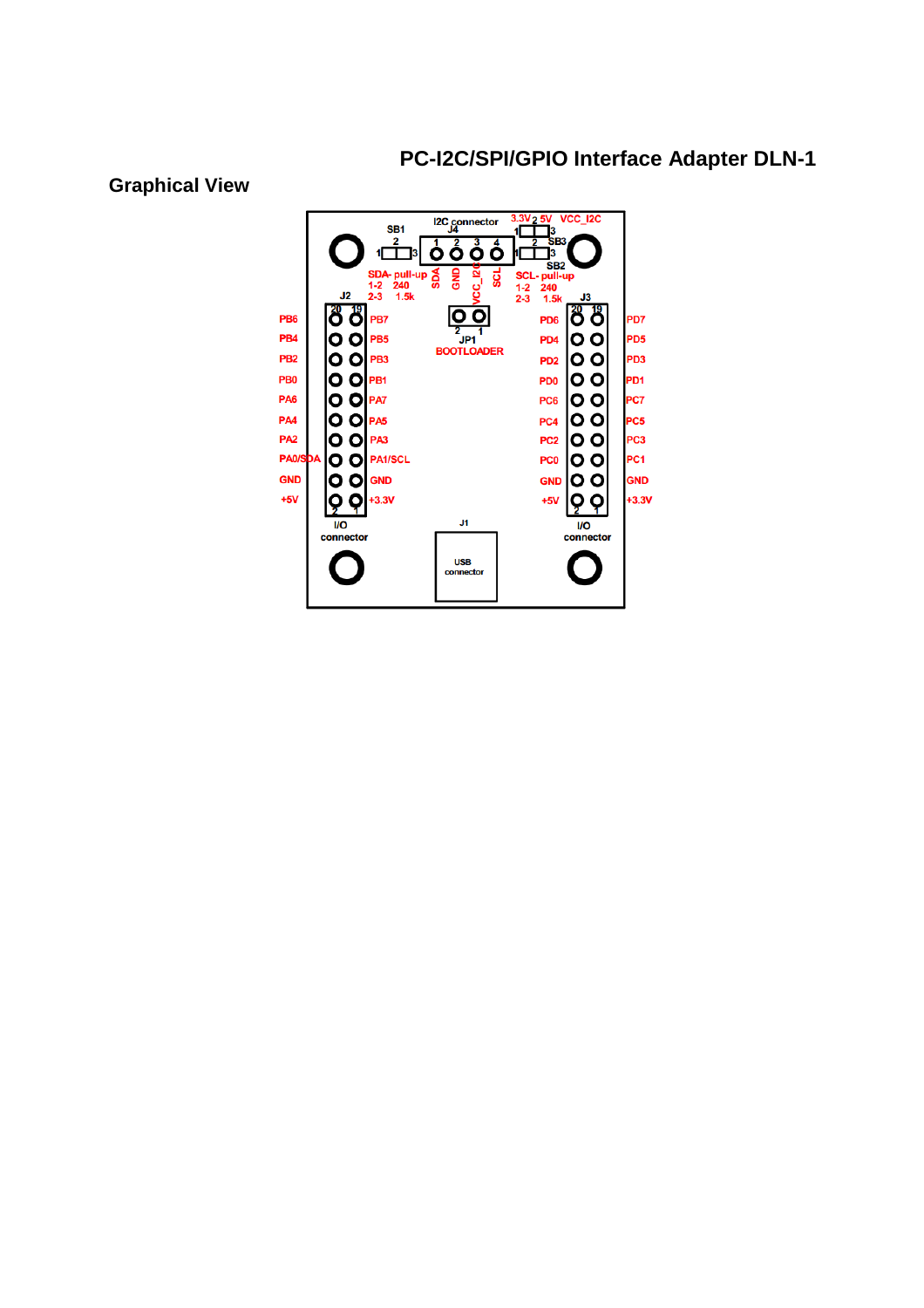# PC-I2C/SPI/GPIO Interface Adapter DLN-1

## Graphical View

SB1
2
1 3

I2C connector
J4
1 2 3 4

SDA GND VCC_I2C SCL

3.3V 2 5V VCC_I2C
1 3
SB3
2
1 3
SB2

SDA- pull-up
1-2 240
2-3 1.5k

SCL- pull-up
1-2 240
2-3 1.5k

J2
20 19

J3
20 19

2 1
JP1
BOOTLOADER

PB6 PB7 PD6 PD7
PB4 PB5 PD4 PD5
PB2 PB3 PD2 PD3
PB0 PB1 PD0 PD1
PA6 PA7 PC6 PC7
PA4 PA5 PC4 PC5
PA2 PA3 PC2 PC3
PA0/SDA PA1/SCL PC0 PC1
GND GND GND GND
+5V +3.3V +5V +3.3V

2 1
I/O
connector

J1

USB
connector

2 1
I/O
connector